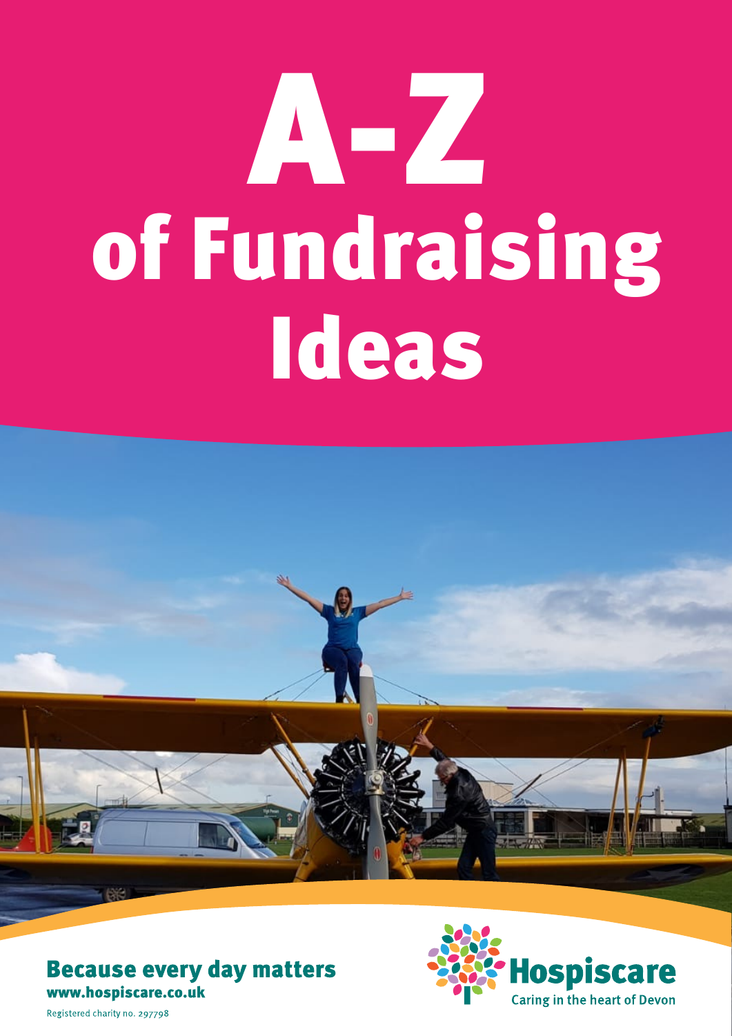# A-Z of Fundraising Ideas

**Because every day matters**
**www.hospiscare.co.uk**

Registered charity no. 297798

Hospiscare
Caring in the heart of Devon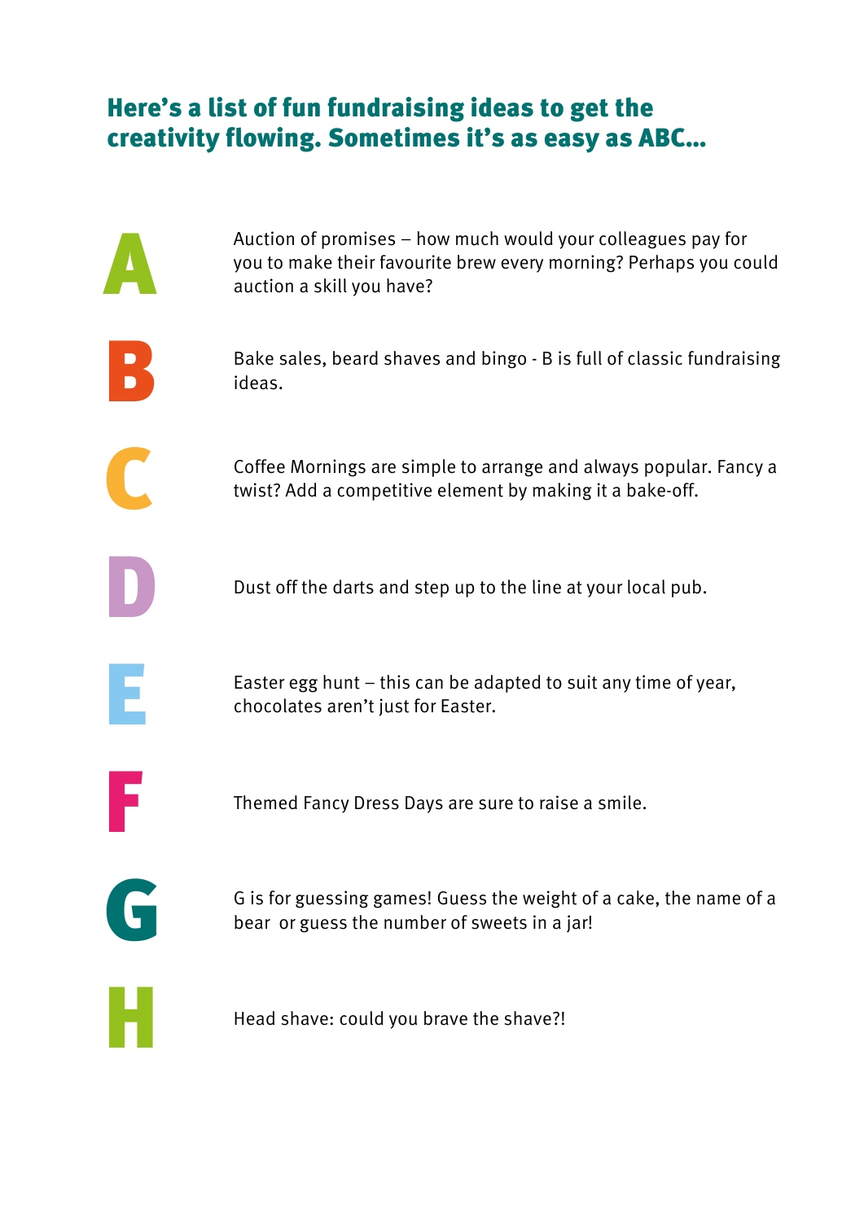## Here's a list of fun fundraising ideas to get the creativity flowing. Sometimes it's as easy as ABC...

**A** Auction of promises – how much would your colleagues pay for you to make their favourite brew every morning? Perhaps you could auction a skill you have?

**B** Bake sales, beard shaves and bingo - B is full of classic fundraising ideas.

**C** Coffee Mornings are simple to arrange and always popular. Fancy a twist? Add a competitive element by making it a bake-off.

**D** Dust off the darts and step up to the line at your local pub.

**E** Easter egg hunt – this can be adapted to suit any time of year, chocolates aren't just for Easter.

**F** Themed Fancy Dress Days are sure to raise a smile.

**G** G is for guessing games! Guess the weight of a cake, the name of a bear or guess the number of sweets in a jar!

**H** Head shave: could you brave the shave?!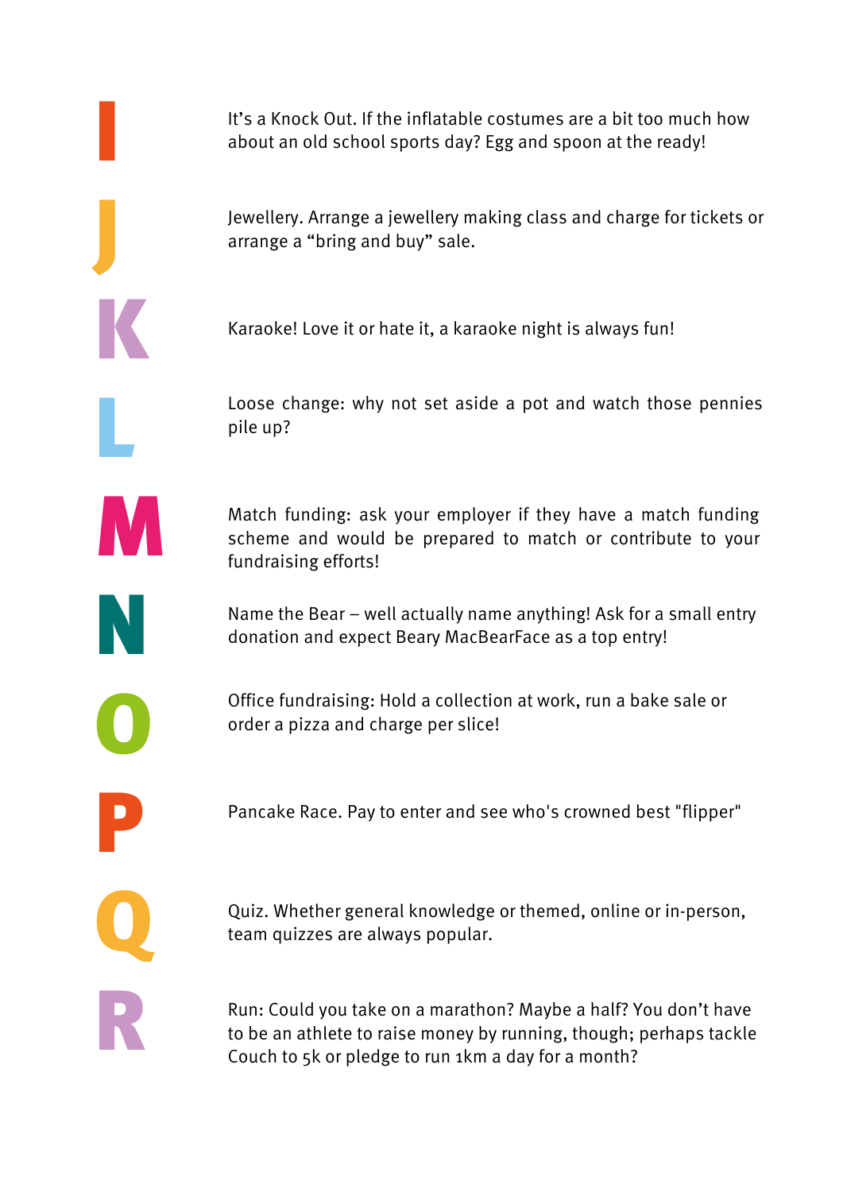## I

It's a Knock Out. If the inflatable costumes are a bit too much how about an old school sports day? Egg and spoon at the ready!

## J

Jewellery. Arrange a jewellery making class and charge for tickets or arrange a "bring and buy" sale.

## K

Karaoke! Love it or hate it, a karaoke night is always fun!

## L

Loose change: why not set aside a pot and watch those pennies pile up?

## M

Match funding: ask your employer if they have a match funding scheme and would be prepared to match or contribute to your fundraising efforts!

## N

Name the Bear – well actually name anything! Ask for a small entry donation and expect Beary MacBearFace as a top entry!

## O

Office fundraising: Hold a collection at work, run a bake sale or order a pizza and charge per slice!

## P

Pancake Race. Pay to enter and see who's crowned best "flipper"

## Q

Quiz. Whether general knowledge or themed, online or in-person, team quizzes are always popular.

## R

Run: Could you take on a marathon? Maybe a half? You don't have to be an athlete to raise money by running, though; perhaps tackle Couch to 5k or pledge to run 1km a day for a month?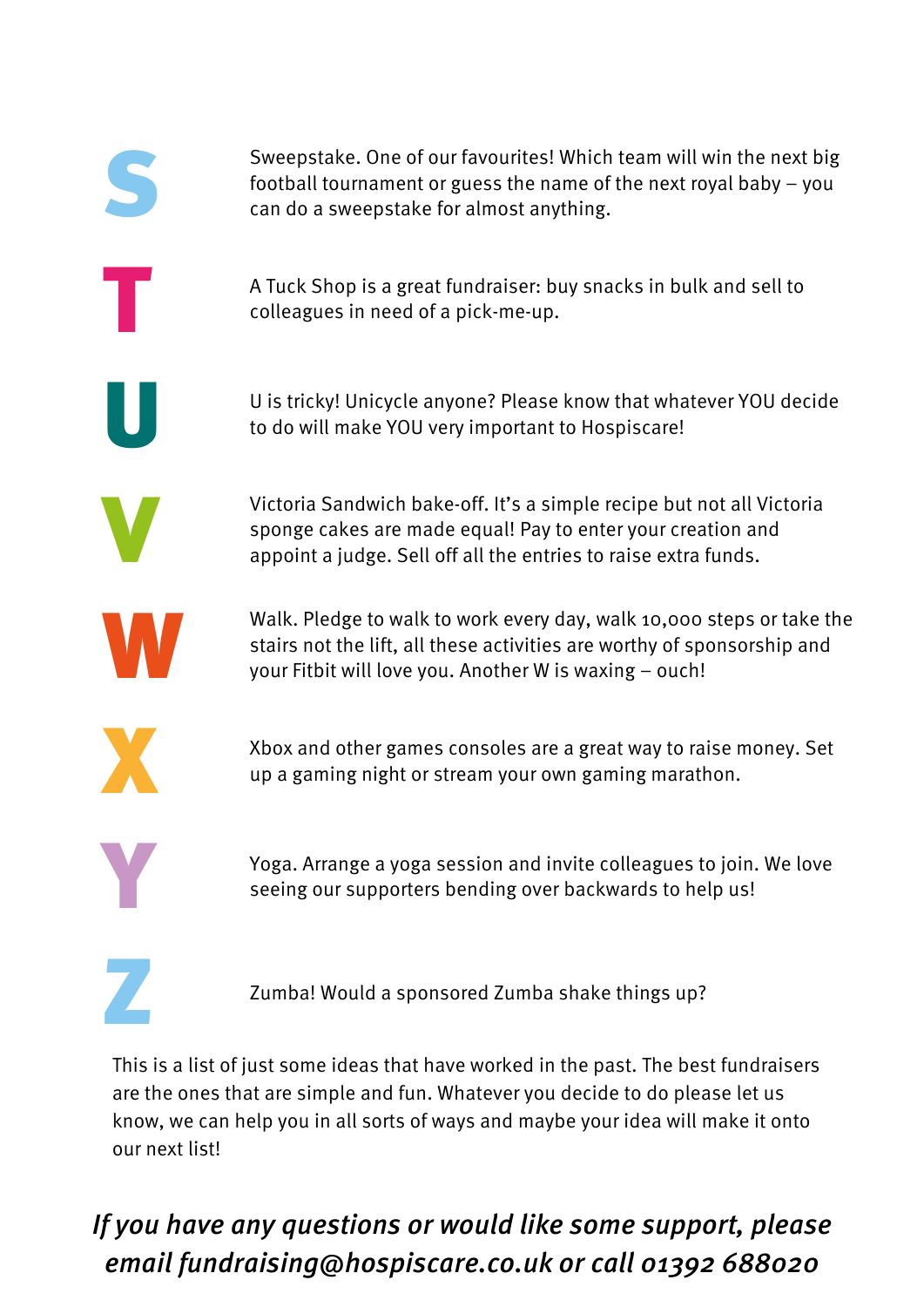**S** Sweepstake. One of our favourites! Which team will win the next big football tournament or guess the name of the next royal baby – you can do a sweepstake for almost anything.

**T** A Tuck Shop is a great fundraiser: buy snacks in bulk and sell to colleagues in need of a pick-me-up.

**U** U is tricky! Unicycle anyone? Please know that whatever YOU decide to do will make YOU very important to Hospiscare!

**V** Victoria Sandwich bake-off. It's a simple recipe but not all Victoria sponge cakes are made equal! Pay to enter your creation and appoint a judge. Sell off all the entries to raise extra funds.

**W** Walk. Pledge to walk to work every day, walk 10,000 steps or take the stairs not the lift, all these activities are worthy of sponsorship and your Fitbit will love you. Another W is waxing – ouch!

**X** Xbox and other games consoles are a great way to raise money. Set up a gaming night or stream your own gaming marathon.

**Y** Yoga. Arrange a yoga session and invite colleagues to join. We love seeing our supporters bending over backwards to help us!

**Z** Zumba! Would a sponsored Zumba shake things up?

This is a list of just some ideas that have worked in the past. The best fundraisers are the ones that are simple and fun. Whatever you decide to do please let us know, we can help you in all sorts of ways and maybe your idea will make it onto our next list!

*If you have any questions or would like some support, please email fundraising@hospiscare.co.uk or call 01392 688020*